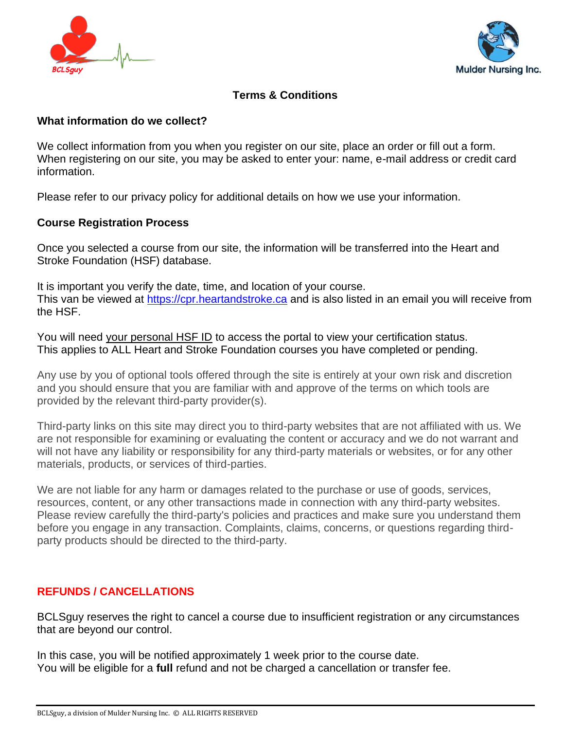# Terms & Conditions

## What information do we collect?

We collect information from you when you register on our site, place an order or fill out a form. When registering on our site, you may be asked to enter your: name, e-mail address or credit card information.

Please refer to our privacy policy for additional details on how we use your information.

## Course Registration Process

Once you selected a course from our site, the information will be transferred into the Heart and Stroke Foundation (HSF) database.

It is important you verify the date, time, and location of your course.
This van be viewed at [https://cpr.heartandstroke.ca](https://cpr.heartandstroke.ca) and is also listed in an email you will receive from the HSF.

You will need your personal HSF ID to access the portal to view your certification status.
This applies to ALL Heart and Stroke Foundation courses you have completed or pending.

Any use by you of optional tools offered through the site is entirely at your own risk and discretion and you should ensure that you are familiar with and approve of the terms on which tools are provided by the relevant third-party provider(s).

Third-party links on this site may direct you to third-party websites that are not affiliated with us. We are not responsible for examining or evaluating the content or accuracy and we do not warrant and will not have any liability or responsibility for any third-party materials or websites, or for any other materials, products, or services of third-parties.

We are not liable for any harm or damages related to the purchase or use of goods, services, resources, content, or any other transactions made in connection with any third-party websites. Please review carefully the third-party's policies and practices and make sure you understand them before you engage in any transaction. Complaints, claims, concerns, or questions regarding third-party products should be directed to the third-party.

## REFUNDS / CANCELLATIONS

BCLSguy reserves the right to cancel a course due to insufficient registration or any circumstances that are beyond our control.

In this case, you will be notified approximately 1 week prior to the course date.
You will be eligible for a **full** refund and not be charged a cancellation or transfer fee.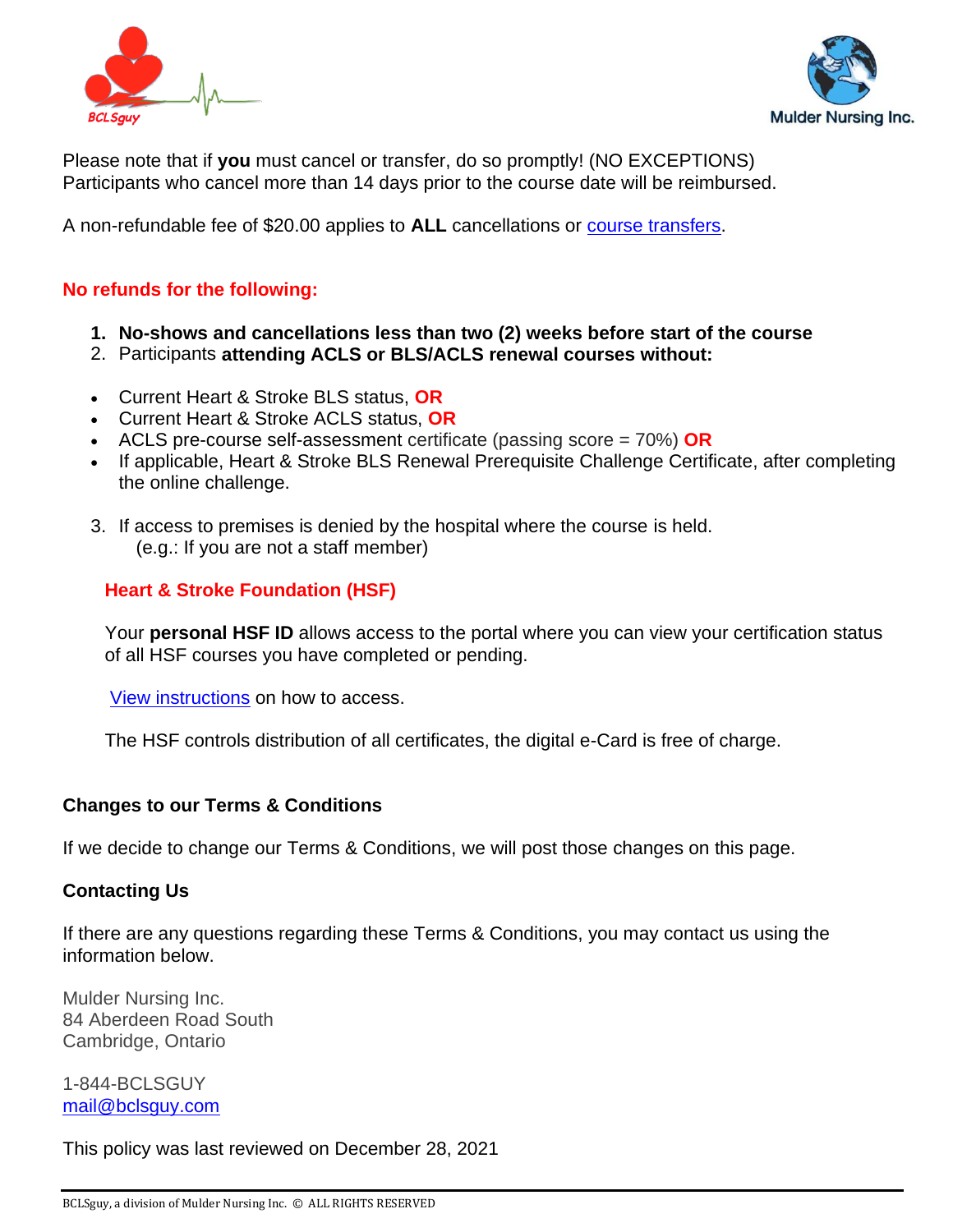Please note that if **you** must cancel or transfer, do so promptly! (NO EXCEPTIONS)
Participants who cancel more than 14 days prior to the course date will be reimbursed.

A non-refundable fee of $20.00 applies to **ALL** cancellations or [course transfers](#).

**No refunds for the following:**

1. **No-shows and cancellations less than two (2) weeks before start of the course**
2. Participants **attending ACLS or BLS/ACLS renewal courses without:**

- Current Heart & Stroke BLS status, **OR**
- Current Heart & Stroke ACLS status, **OR**
- ACLS pre-course self-assessment certificate (passing score = 70%) **OR**
- If applicable, Heart & Stroke BLS Renewal Prerequisite Challenge Certificate, after completing the online challenge.

3. If access to premises is denied by the hospital where the course is held.
   (e.g.: If you are not a staff member)

**Heart & Stroke Foundation (HSF)**

Your **personal HSF ID** allows access to the portal where you can view your certification status of all HSF courses you have completed or pending.

[View instructions](#) on how to access.

The HSF controls distribution of all certificates, the digital e-Card is free of charge.

**Changes to our Terms & Conditions**

If we decide to change our Terms & Conditions, we will post those changes on this page.

**Contacting Us**

If there are any questions regarding these Terms & Conditions, you may contact us using the information below.

Mulder Nursing Inc.
84 Aberdeen Road South
Cambridge, Ontario

1-844-BCLSGUY
mail@bclsguy.com

This policy was last reviewed on December 28, 2021